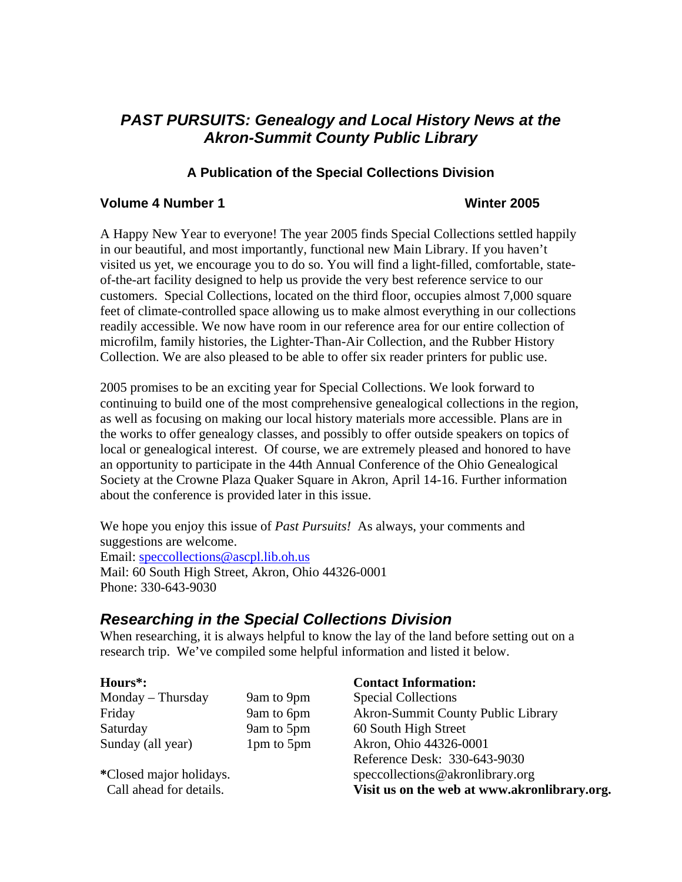# *PAST PURSUITS: Genealogy and Local History News at the Akron-Summit County Public Library*

### A Publication of the Special Collections Division

**Volume 4 Number 1** **Winter 2005**

A Happy New Year to everyone! The year 2005 finds Special Collections settled happily in our beautiful, and most importantly, functional new Main Library. If you haven't visited us yet, we encourage you to do so. You will find a light-filled, comfortable, state-of-the-art facility designed to help us provide the very best reference service to our customers. Special Collections, located on the third floor, occupies almost 7,000 square feet of climate-controlled space allowing us to make almost everything in our collections readily accessible. We now have room in our reference area for our entire collection of microfilm, family histories, the Lighter-Than-Air Collection, and the Rubber History Collection. We are also pleased to be able to offer six reader printers for public use.

2005 promises to be an exciting year for Special Collections. We look forward to continuing to build one of the most comprehensive genealogical collections in the region, as well as focusing on making our local history materials more accessible. Plans are in the works to offer genealogy classes, and possibly to offer outside speakers on topics of local or genealogical interest. Of course, we are extremely pleased and honored to have an opportunity to participate in the 44th Annual Conference of the Ohio Genealogical Society at the Crowne Plaza Quaker Square in Akron, April 14-16. Further information about the conference is provided later in this issue.

We hope you enjoy this issue of *Past Pursuits!* As always, your comments and suggestions are welcome.
Email: speccollections@ascpl.lib.oh.us
Mail: 60 South High Street, Akron, Ohio 44326-0001
Phone: 330-643-9030

## *Researching in the Special Collections Division*

When researching, it is always helpful to know the lay of the land before setting out on a research trip. We've compiled some helpful information and listed it below.

**Hours*:**

| | |
|---|---|
| Monday – Thursday | 9am to 9pm |
| Friday | 9am to 6pm |
| Saturday | 9am to 5pm |
| Sunday (all year) | 1pm to 5pm |

**\***Closed major holidays.
Call ahead for details.

**Contact Information:**
Special Collections
Akron-Summit County Public Library
60 South High Street
Akron, Ohio 44326-0001
Reference Desk: 330-643-9030
speccollections@akronlibrary.org
**Visit us on the web at www.akronlibrary.org.**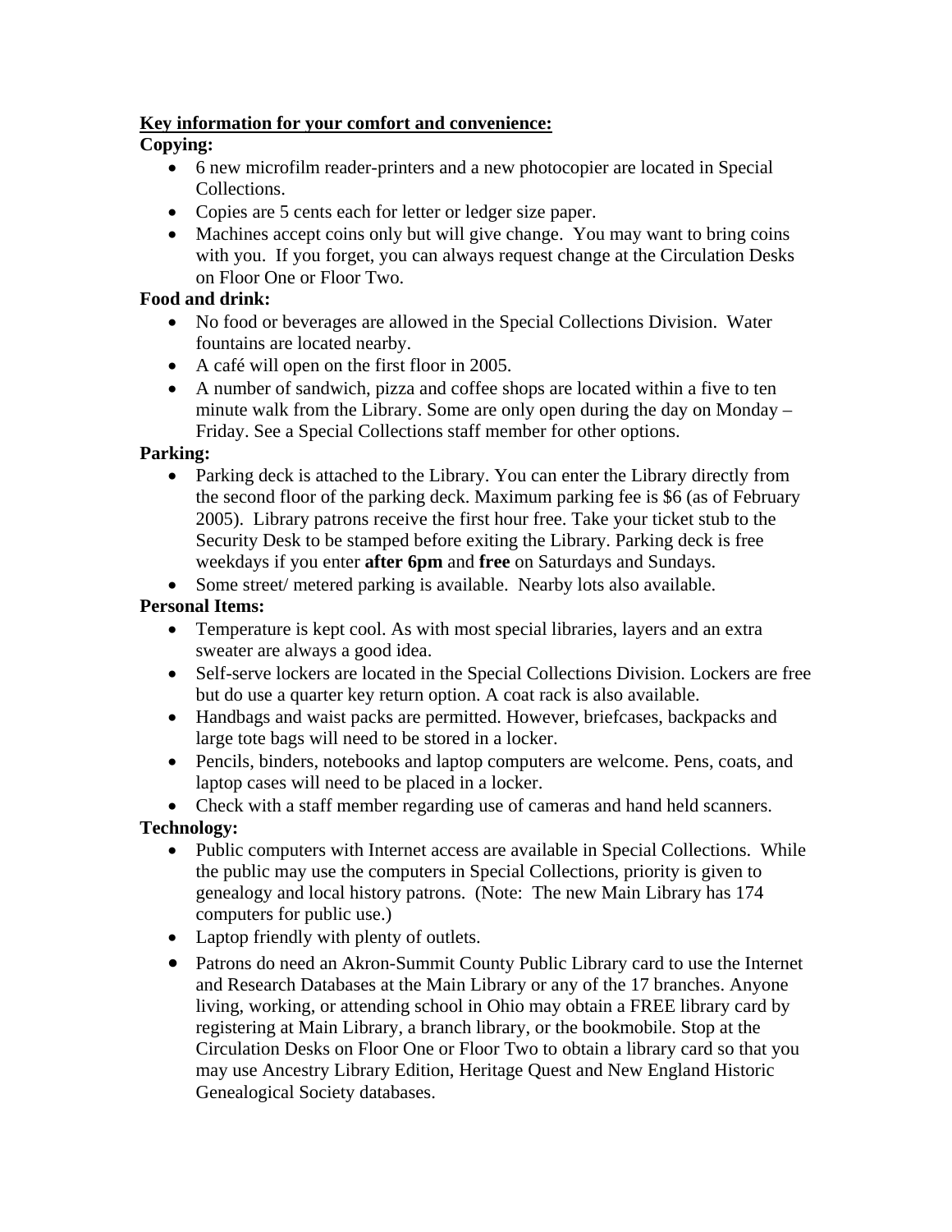**Key information for your comfort and convenience:**

**Copying:**

- 6 new microfilm reader-printers and a new photocopier are located in Special Collections.
- Copies are 5 cents each for letter or ledger size paper.
- Machines accept coins only but will give change. You may want to bring coins with you. If you forget, you can always request change at the Circulation Desks on Floor One or Floor Two.

**Food and drink:**

- No food or beverages are allowed in the Special Collections Division. Water fountains are located nearby.
- A café will open on the first floor in 2005.
- A number of sandwich, pizza and coffee shops are located within a five to ten minute walk from the Library. Some are only open during the day on Monday – Friday. See a Special Collections staff member for other options.

**Parking:**

- Parking deck is attached to the Library. You can enter the Library directly from the second floor of the parking deck. Maximum parking fee is $6 (as of February 2005). Library patrons receive the first hour free. Take your ticket stub to the Security Desk to be stamped before exiting the Library. Parking deck is free weekdays if you enter **after 6pm** and **free** on Saturdays and Sundays.
- Some street/ metered parking is available. Nearby lots also available.

**Personal Items:**

- Temperature is kept cool. As with most special libraries, layers and an extra sweater are always a good idea.
- Self-serve lockers are located in the Special Collections Division. Lockers are free but do use a quarter key return option. A coat rack is also available.
- Handbags and waist packs are permitted. However, briefcases, backpacks and large tote bags will need to be stored in a locker.
- Pencils, binders, notebooks and laptop computers are welcome. Pens, coats, and laptop cases will need to be placed in a locker.
- Check with a staff member regarding use of cameras and hand held scanners.

**Technology:**

- Public computers with Internet access are available in Special Collections. While the public may use the computers in Special Collections, priority is given to genealogy and local history patrons. (Note: The new Main Library has 174 computers for public use.)
- Laptop friendly with plenty of outlets.
- Patrons do need an Akron-Summit County Public Library card to use the Internet and Research Databases at the Main Library or any of the 17 branches. Anyone living, working, or attending school in Ohio may obtain a FREE library card by registering at Main Library, a branch library, or the bookmobile. Stop at the Circulation Desks on Floor One or Floor Two to obtain a library card so that you may use Ancestry Library Edition, Heritage Quest and New England Historic Genealogical Society databases.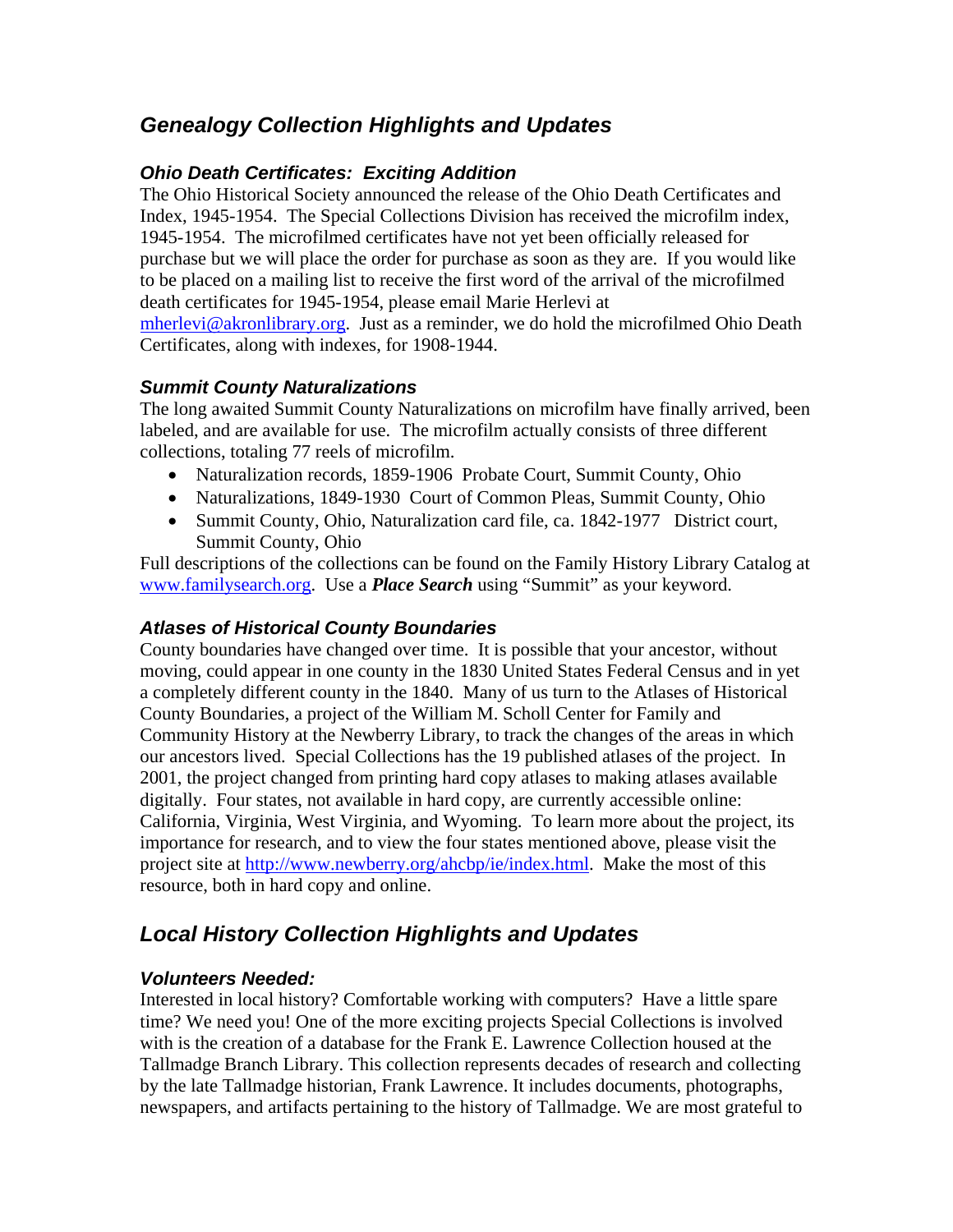## *Genealogy Collection Highlights and Updates*

### *Ohio Death Certificates: Exciting Addition*

The Ohio Historical Society announced the release of the Ohio Death Certificates and Index, 1945-1954. The Special Collections Division has received the microfilm index, 1945-1954. The microfilmed certificates have not yet been officially released for purchase but we will place the order for purchase as soon as they are. If you would like to be placed on a mailing list to receive the first word of the arrival of the microfilmed death certificates for 1945-1954, please email Marie Herlevi at mherlevi@akronlibrary.org. Just as a reminder, we do hold the microfilmed Ohio Death Certificates, along with indexes, for 1908-1944.

### *Summit County Naturalizations*

The long awaited Summit County Naturalizations on microfilm have finally arrived, been labeled, and are available for use. The microfilm actually consists of three different collections, totaling 77 reels of microfilm.

- Naturalization records, 1859-1906 Probate Court, Summit County, Ohio
- Naturalizations, 1849-1930 Court of Common Pleas, Summit County, Ohio
- Summit County, Ohio, Naturalization card file, ca. 1842-1977 District court, Summit County, Ohio

Full descriptions of the collections can be found on the Family History Library Catalog at www.familysearch.org. Use a ***Place Search*** using "Summit" as your keyword.

### *Atlases of Historical County Boundaries*

County boundaries have changed over time. It is possible that your ancestor, without moving, could appear in one county in the 1830 United States Federal Census and in yet a completely different county in the 1840. Many of us turn to the Atlases of Historical County Boundaries, a project of the William M. Scholl Center for Family and Community History at the Newberry Library, to track the changes of the areas in which our ancestors lived. Special Collections has the 19 published atlases of the project. In 2001, the project changed from printing hard copy atlases to making atlases available digitally. Four states, not available in hard copy, are currently accessible online: California, Virginia, West Virginia, and Wyoming. To learn more about the project, its importance for research, and to view the four states mentioned above, please visit the project site at http://www.newberry.org/ahcbp/ie/index.html. Make the most of this resource, both in hard copy and online.

## *Local History Collection Highlights and Updates*

### *Volunteers Needed:*

Interested in local history? Comfortable working with computers? Have a little spare time? We need you! One of the more exciting projects Special Collections is involved with is the creation of a database for the Frank E. Lawrence Collection housed at the Tallmadge Branch Library. This collection represents decades of research and collecting by the late Tallmadge historian, Frank Lawrence. It includes documents, photographs, newspapers, and artifacts pertaining to the history of Tallmadge. We are most grateful to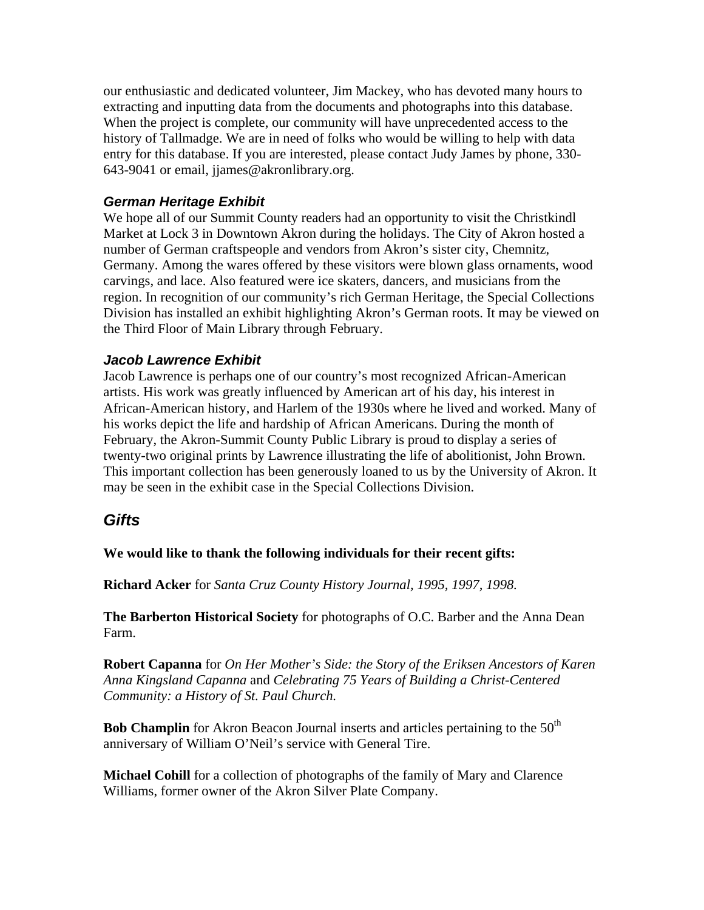our enthusiastic and dedicated volunteer, Jim Mackey, who has devoted many hours to extracting and inputting data from the documents and photographs into this database. When the project is complete, our community will have unprecedented access to the history of Tallmadge. We are in need of folks who would be willing to help with data entry for this database. If you are interested, please contact Judy James by phone, 330-643-9041 or email, jjames@akronlibrary.org.

### *German Heritage Exhibit*

We hope all of our Summit County readers had an opportunity to visit the Christkindl Market at Lock 3 in Downtown Akron during the holidays. The City of Akron hosted a number of German craftspeople and vendors from Akron's sister city, Chemnitz, Germany. Among the wares offered by these visitors were blown glass ornaments, wood carvings, and lace. Also featured were ice skaters, dancers, and musicians from the region. In recognition of our community's rich German Heritage, the Special Collections Division has installed an exhibit highlighting Akron's German roots. It may be viewed on the Third Floor of Main Library through February.

### *Jacob Lawrence Exhibit*

Jacob Lawrence is perhaps one of our country's most recognized African-American artists. His work was greatly influenced by American art of his day, his interest in African-American history, and Harlem of the 1930s where he lived and worked. Many of his works depict the life and hardship of African Americans. During the month of February, the Akron-Summit County Public Library is proud to display a series of twenty-two original prints by Lawrence illustrating the life of abolitionist, John Brown. This important collection has been generously loaned to us by the University of Akron. It may be seen in the exhibit case in the Special Collections Division.

## *Gifts*

**We would like to thank the following individuals for their recent gifts:**

**Richard Acker** for *Santa Cruz County History Journal, 1995, 1997, 1998.*

**The Barberton Historical Society** for photographs of O.C. Barber and the Anna Dean Farm.

**Robert Capanna** for *On Her Mother's Side: the Story of the Eriksen Ancestors of Karen Anna Kingsland Capanna* and *Celebrating 75 Years of Building a Christ-Centered Community: a History of St. Paul Church.*

**Bob Champlin** for Akron Beacon Journal inserts and articles pertaining to the 50th anniversary of William O'Neil's service with General Tire.

**Michael Cohill** for a collection of photographs of the family of Mary and Clarence Williams, former owner of the Akron Silver Plate Company.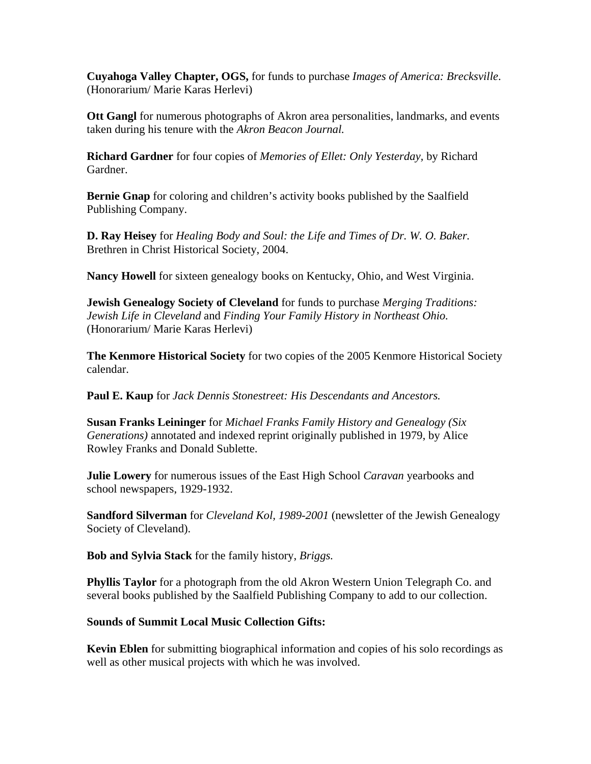**Cuyahoga Valley Chapter, OGS,** for funds to purchase *Images of America: Brecksville*. (Honorarium/ Marie Karas Herlevi)

**Ott Gangl** for numerous photographs of Akron area personalities, landmarks, and events taken during his tenure with the *Akron Beacon Journal.*

**Richard Gardner** for four copies of *Memories of Ellet: Only Yesterday,* by Richard Gardner.

**Bernie Gnap** for coloring and children's activity books published by the Saalfield Publishing Company.

**D. Ray Heisey** for *Healing Body and Soul: the Life and Times of Dr. W. O. Baker.* Brethren in Christ Historical Society, 2004.

**Nancy Howell** for sixteen genealogy books on Kentucky, Ohio, and West Virginia.

**Jewish Genealogy Society of Cleveland** for funds to purchase *Merging Traditions: Jewish Life in Cleveland* and *Finding Your Family History in Northeast Ohio.* (Honorarium/ Marie Karas Herlevi)

**The Kenmore Historical Society** for two copies of the 2005 Kenmore Historical Society calendar.

**Paul E. Kaup** for *Jack Dennis Stonestreet: His Descendants and Ancestors.*

**Susan Franks Leininger** for *Michael Franks Family History and Genealogy (Six Generations)* annotated and indexed reprint originally published in 1979, by Alice Rowley Franks and Donald Sublette.

**Julie Lowery** for numerous issues of the East High School *Caravan* yearbooks and school newspapers, 1929-1932.

**Sandford Silverman** for *Cleveland Kol, 1989-2001* (newsletter of the Jewish Genealogy Society of Cleveland).

**Bob and Sylvia Stack** for the family history, *Briggs.*

**Phyllis Taylor** for a photograph from the old Akron Western Union Telegraph Co. and several books published by the Saalfield Publishing Company to add to our collection.

**Sounds of Summit Local Music Collection Gifts:**

**Kevin Eblen** for submitting biographical information and copies of his solo recordings as well as other musical projects with which he was involved.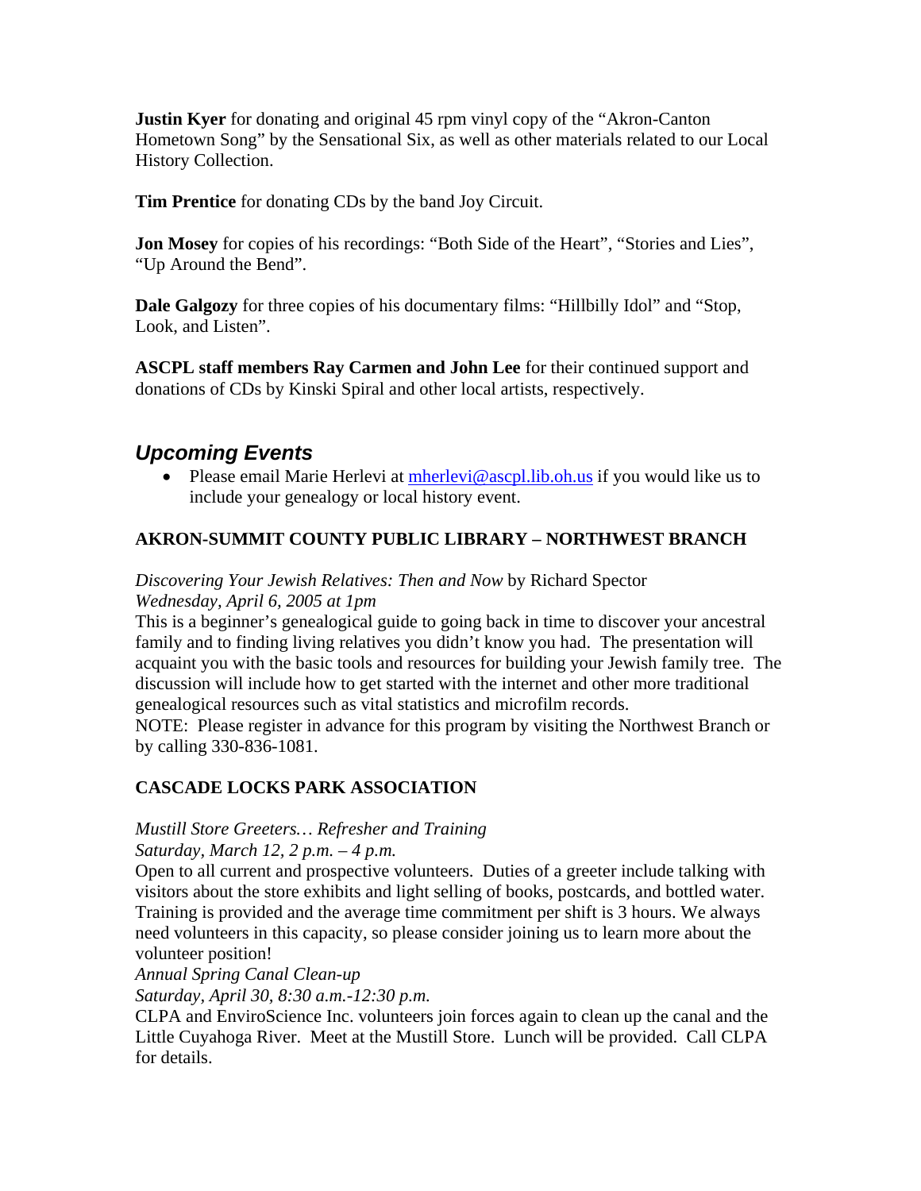**Justin Kyer** for donating and original 45 rpm vinyl copy of the "Akron-Canton Hometown Song" by the Sensational Six, as well as other materials related to our Local History Collection.

**Tim Prentice** for donating CDs by the band Joy Circuit.

**Jon Mosey** for copies of his recordings: "Both Side of the Heart", "Stories and Lies", "Up Around the Bend".

**Dale Galgozy** for three copies of his documentary films: "Hillbilly Idol" and "Stop, Look, and Listen".

**ASCPL staff members Ray Carmen and John Lee** for their continued support and donations of CDs by Kinski Spiral and other local artists, respectively.

## *Upcoming Events*

- Please email Marie Herlevi at [mherlevi@ascpl.lib.oh.us](mailto:mherlevi@ascpl.lib.oh.us) if you would like us to include your genealogy or local history event.

**AKRON-SUMMIT COUNTY PUBLIC LIBRARY – NORTHWEST BRANCH**

*Discovering Your Jewish Relatives: Then and Now* by Richard Spector
*Wednesday, April 6, 2005 at 1pm*
This is a beginner's genealogical guide to going back in time to discover your ancestral family and to finding living relatives you didn't know you had. The presentation will acquaint you with the basic tools and resources for building your Jewish family tree. The discussion will include how to get started with the internet and other more traditional genealogical resources such as vital statistics and microfilm records.
NOTE: Please register in advance for this program by visiting the Northwest Branch or by calling 330-836-1081.

**CASCADE LOCKS PARK ASSOCIATION**

*Mustill Store Greeters… Refresher and Training*
*Saturday, March 12, 2 p.m. – 4 p.m.*
Open to all current and prospective volunteers. Duties of a greeter include talking with visitors about the store exhibits and light selling of books, postcards, and bottled water. Training is provided and the average time commitment per shift is 3 hours. We always need volunteers in this capacity, so please consider joining us to learn more about the volunteer position!
*Annual Spring Canal Clean-up*
*Saturday, April 30, 8:30 a.m.-12:30 p.m.*
CLPA and EnviroScience Inc. volunteers join forces again to clean up the canal and the Little Cuyahoga River. Meet at the Mustill Store. Lunch will be provided. Call CLPA for details.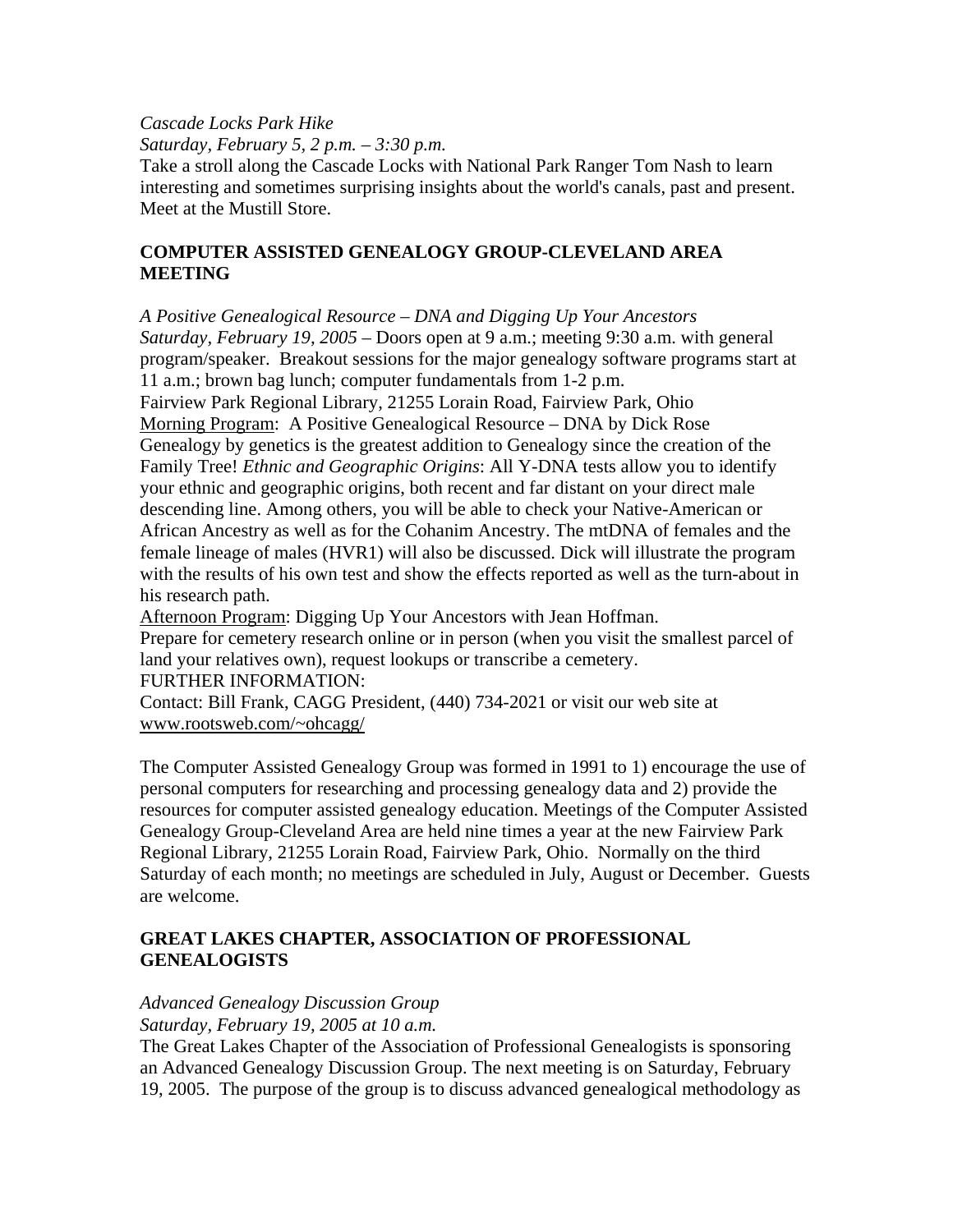*Cascade Locks Park Hike*
*Saturday, February 5, 2 p.m. – 3:30 p.m.*
Take a stroll along the Cascade Locks with National Park Ranger Tom Nash to learn interesting and sometimes surprising insights about the world's canals, past and present. Meet at the Mustill Store.

**COMPUTER ASSISTED GENEALOGY GROUP-CLEVELAND AREA MEETING**

*A Positive Genealogical Resource – DNA and Digging Up Your Ancestors*
*Saturday, February 19, 2005* – Doors open at 9 a.m.; meeting 9:30 a.m. with general program/speaker. Breakout sessions for the major genealogy software programs start at 11 a.m.; brown bag lunch; computer fundamentals from 1-2 p.m.
Fairview Park Regional Library, 21255 Lorain Road, Fairview Park, Ohio
Morning Program: A Positive Genealogical Resource – DNA by Dick Rose
Genealogy by genetics is the greatest addition to Genealogy since the creation of the Family Tree! *Ethnic and Geographic Origins*: All Y-DNA tests allow you to identify your ethnic and geographic origins, both recent and far distant on your direct male descending line. Among others, you will be able to check your Native-American or African Ancestry as well as for the Cohanim Ancestry. The mtDNA of females and the female lineage of males (HVR1) will also be discussed. Dick will illustrate the program with the results of his own test and show the effects reported as well as the turn-about in his research path.
Afternoon Program: Digging Up Your Ancestors with Jean Hoffman.
Prepare for cemetery research online or in person (when you visit the smallest parcel of land your relatives own), request lookups or transcribe a cemetery.
FURTHER INFORMATION:
Contact: Bill Frank, CAGG President, (440) 734-2021 or visit our web site at www.rootsweb.com/~ohcagg/

The Computer Assisted Genealogy Group was formed in 1991 to 1) encourage the use of personal computers for researching and processing genealogy data and 2) provide the resources for computer assisted genealogy education. Meetings of the Computer Assisted Genealogy Group-Cleveland Area are held nine times a year at the new Fairview Park Regional Library, 21255 Lorain Road, Fairview Park, Ohio. Normally on the third Saturday of each month; no meetings are scheduled in July, August or December. Guests are welcome.

**GREAT LAKES CHAPTER, ASSOCIATION OF PROFESSIONAL GENEALOGISTS**

*Advanced Genealogy Discussion Group*
*Saturday, February 19, 2005 at 10 a.m.*
The Great Lakes Chapter of the Association of Professional Genealogists is sponsoring an Advanced Genealogy Discussion Group. The next meeting is on Saturday, February 19, 2005. The purpose of the group is to discuss advanced genealogical methodology as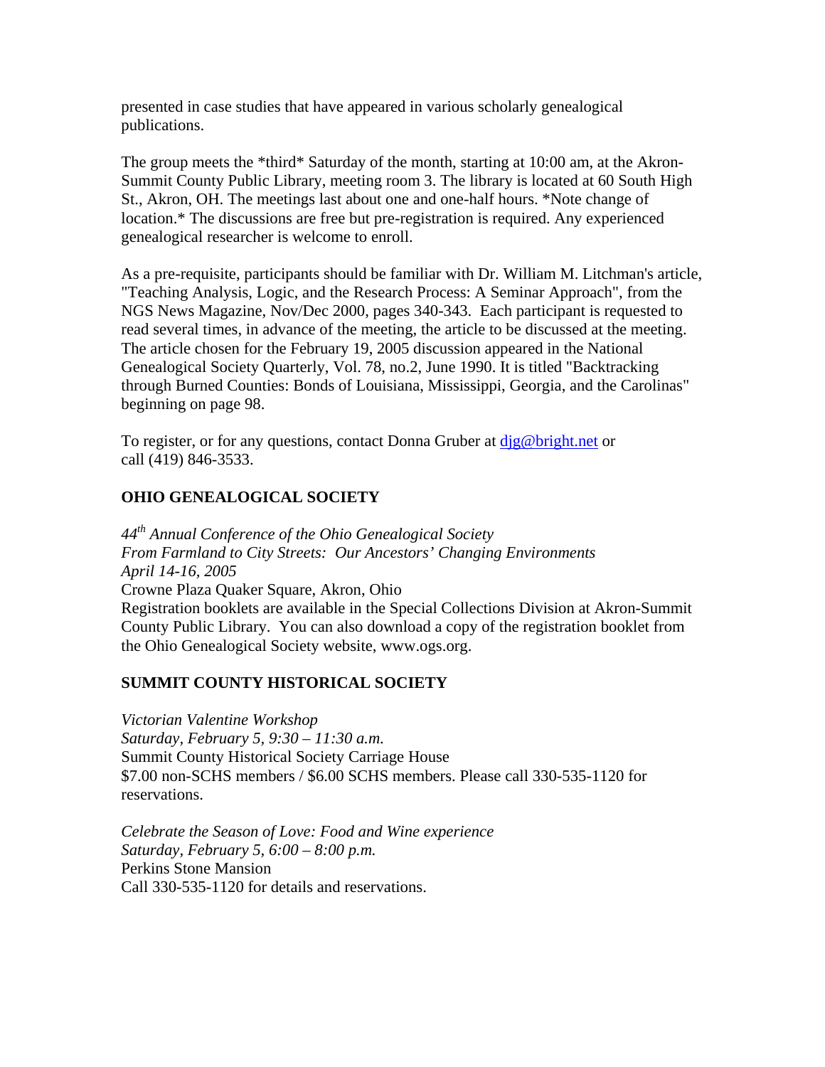presented in case studies that have appeared in various scholarly genealogical publications.

The group meets the *third* Saturday of the month, starting at 10:00 am, at the Akron-Summit County Public Library, meeting room 3. The library is located at 60 South High St., Akron, OH. The meetings last about one and one-half hours. *Note change of location.* The discussions are free but pre-registration is required. Any experienced genealogical researcher is welcome to enroll.

As a pre-requisite, participants should be familiar with Dr. William M. Litchman's article, "Teaching Analysis, Logic, and the Research Process: A Seminar Approach", from the NGS News Magazine, Nov/Dec 2000, pages 340-343. Each participant is requested to read several times, in advance of the meeting, the article to be discussed at the meeting. The article chosen for the February 19, 2005 discussion appeared in the National Genealogical Society Quarterly, Vol. 78, no.2, June 1990. It is titled "Backtracking through Burned Counties: Bonds of Louisiana, Mississippi, Georgia, and the Carolinas" beginning on page 98.

To register, or for any questions, contact Donna Gruber at [djg@bright.net](mailto:djg@bright.net) or call (419) 846-3533.

**OHIO GENEALOGICAL SOCIETY**

*44th Annual Conference of the Ohio Genealogical Society*
*From Farmland to City Streets: Our Ancestors' Changing Environments*
*April 14-16, 2005*
Crowne Plaza Quaker Square, Akron, Ohio
Registration booklets are available in the Special Collections Division at Akron-Summit County Public Library. You can also download a copy of the registration booklet from the Ohio Genealogical Society website, www.ogs.org.

**SUMMIT COUNTY HISTORICAL SOCIETY**

*Victorian Valentine Workshop*
*Saturday, February 5, 9:30 – 11:30 a.m.*
Summit County Historical Society Carriage House
$7.00 non-SCHS members / $6.00 SCHS members. Please call 330-535-1120 for reservations.

*Celebrate the Season of Love: Food and Wine experience*
*Saturday, February 5, 6:00 – 8:00 p.m.*
Perkins Stone Mansion
Call 330-535-1120 for details and reservations.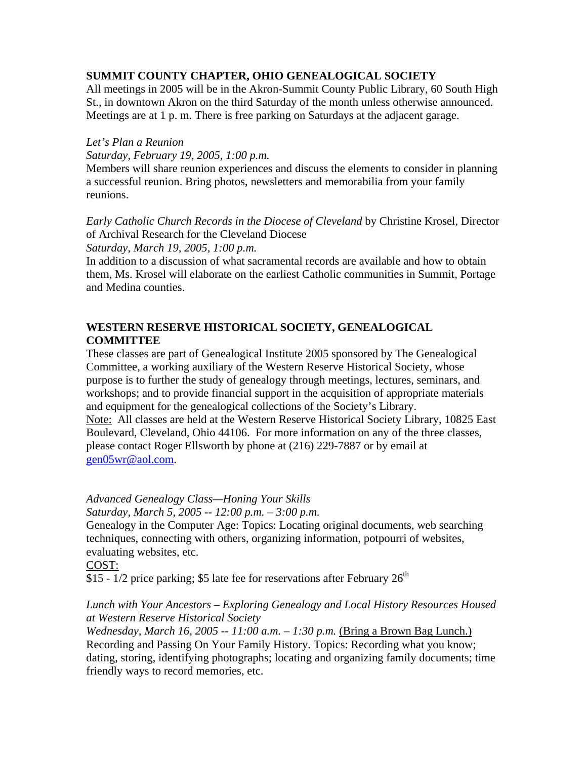**SUMMIT COUNTY CHAPTER, OHIO GENEALOGICAL SOCIETY**

All meetings in 2005 will be in the Akron-Summit County Public Library, 60 South High St., in downtown Akron on the third Saturday of the month unless otherwise announced. Meetings are at 1 p. m. There is free parking on Saturdays at the adjacent garage.

*Let's Plan a Reunion*

*Saturday, February 19, 2005, 1:00 p.m.*

Members will share reunion experiences and discuss the elements to consider in planning a successful reunion. Bring photos, newsletters and memorabilia from your family reunions.

*Early Catholic Church Records in the Diocese of Cleveland* by Christine Krosel, Director of Archival Research for the Cleveland Diocese

*Saturday, March 19, 2005, 1:00 p.m.*

In addition to a discussion of what sacramental records are available and how to obtain them, Ms. Krosel will elaborate on the earliest Catholic communities in Summit, Portage and Medina counties.

**WESTERN RESERVE HISTORICAL SOCIETY, GENEALOGICAL COMMITTEE**

These classes are part of Genealogical Institute 2005 sponsored by The Genealogical Committee, a working auxiliary of the Western Reserve Historical Society, whose purpose is to further the study of genealogy through meetings, lectures, seminars, and workshops; and to provide financial support in the acquisition of appropriate materials and equipment for the genealogical collections of the Society's Library.

Note: All classes are held at the Western Reserve Historical Society Library, 10825 East Boulevard, Cleveland, Ohio 44106. For more information on any of the three classes, please contact Roger Ellsworth by phone at (216) 229-7887 or by email at gen05wr@aol.com.

*Advanced Genealogy Class—Honing Your Skills*

*Saturday, March 5, 2005 -- 12:00 p.m. – 3:00 p.m.*

Genealogy in the Computer Age: Topics: Locating original documents, web searching techniques, connecting with others, organizing information, potpourri of websites, evaluating websites, etc.

COST:

$15 - 1/2 price parking; $5 late fee for reservations after February 26th

*Lunch with Your Ancestors – Exploring Genealogy and Local History Resources Housed at Western Reserve Historical Society*

*Wednesday, March 16, 2005 -- 11:00 a.m. – 1:30 p.m.* (Bring a Brown Bag Lunch.)

Recording and Passing On Your Family History. Topics: Recording what you know; dating, storing, identifying photographs; locating and organizing family documents; time friendly ways to record memories, etc.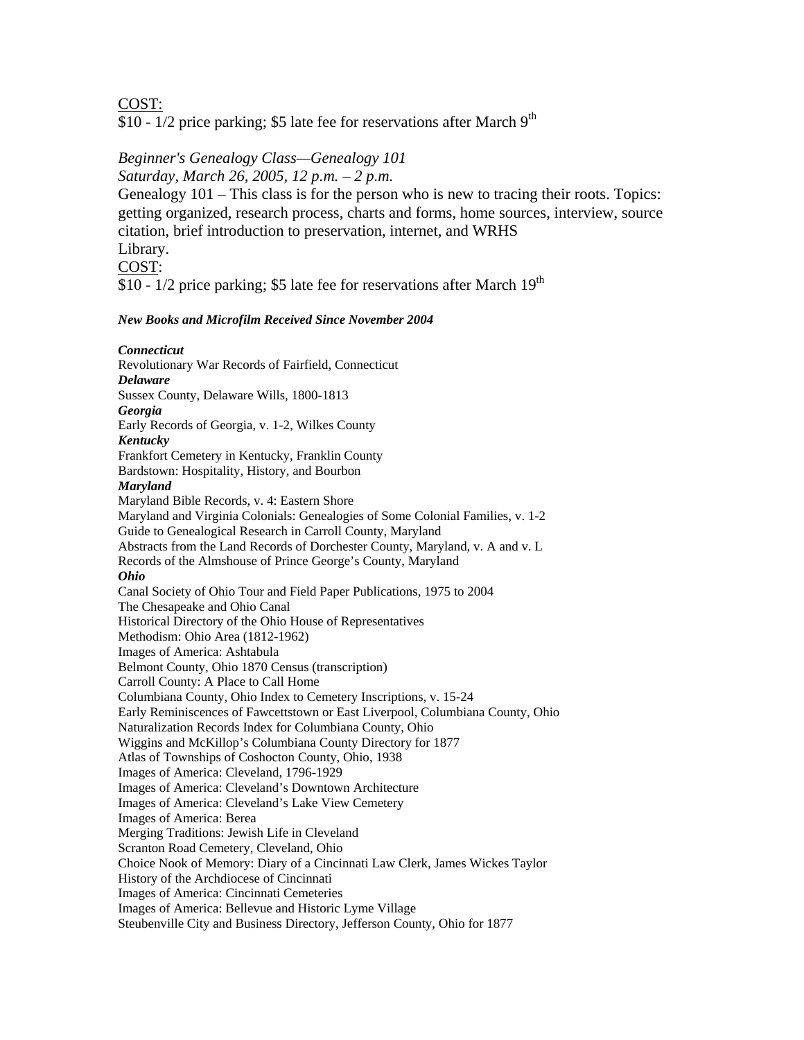COST:
$10 - 1/2 price parking; $5 late fee for reservations after March 9th

*Beginner's Genealogy Class—Genealogy 101*
*Saturday, March 26, 2005, 12 p.m. – 2 p.m.*
Genealogy 101 – This class is for the person who is new to tracing their roots. Topics: getting organized, research process, charts and forms, home sources, interview, source citation, brief introduction to preservation, internet, and WRHS Library.
COST:
$10 - 1/2 price parking; $5 late fee for reservations after March 19th

***New Books and Microfilm Received Since November 2004***

***Connecticut***
Revolutionary War Records of Fairfield, Connecticut
***Delaware***
Sussex County, Delaware Wills, 1800-1813
***Georgia***
Early Records of Georgia, v. 1-2, Wilkes County
***Kentucky***
Frankfort Cemetery in Kentucky, Franklin County
Bardstown: Hospitality, History, and Bourbon
***Maryland***
Maryland Bible Records, v. 4: Eastern Shore
Maryland and Virginia Colonials: Genealogies of Some Colonial Families, v. 1-2
Guide to Genealogical Research in Carroll County, Maryland
Abstracts from the Land Records of Dorchester County, Maryland, v. A and v. L
Records of the Almshouse of Prince George's County, Maryland
***Ohio***
Canal Society of Ohio Tour and Field Paper Publications, 1975 to 2004
The Chesapeake and Ohio Canal
Historical Directory of the Ohio House of Representatives
Methodism: Ohio Area (1812-1962)
Images of America: Ashtabula
Belmont County, Ohio 1870 Census (transcription)
Carroll County: A Place to Call Home
Columbiana County, Ohio Index to Cemetery Inscriptions, v. 15-24
Early Reminiscences of Fawcettstown or East Liverpool, Columbiana County, Ohio
Naturalization Records Index for Columbiana County, Ohio
Wiggins and McKillop's Columbiana County Directory for 1877
Atlas of Townships of Coshocton County, Ohio, 1938
Images of America: Cleveland, 1796-1929
Images of America: Cleveland's Downtown Architecture
Images of America: Cleveland's Lake View Cemetery
Images of America: Berea
Merging Traditions: Jewish Life in Cleveland
Scranton Road Cemetery, Cleveland, Ohio
Choice Nook of Memory: Diary of a Cincinnati Law Clerk, James Wickes Taylor
History of the Archdiocese of Cincinnati
Images of America: Cincinnati Cemeteries
Images of America: Bellevue and Historic Lyme Village
Steubenville City and Business Directory, Jefferson County, Ohio for 1877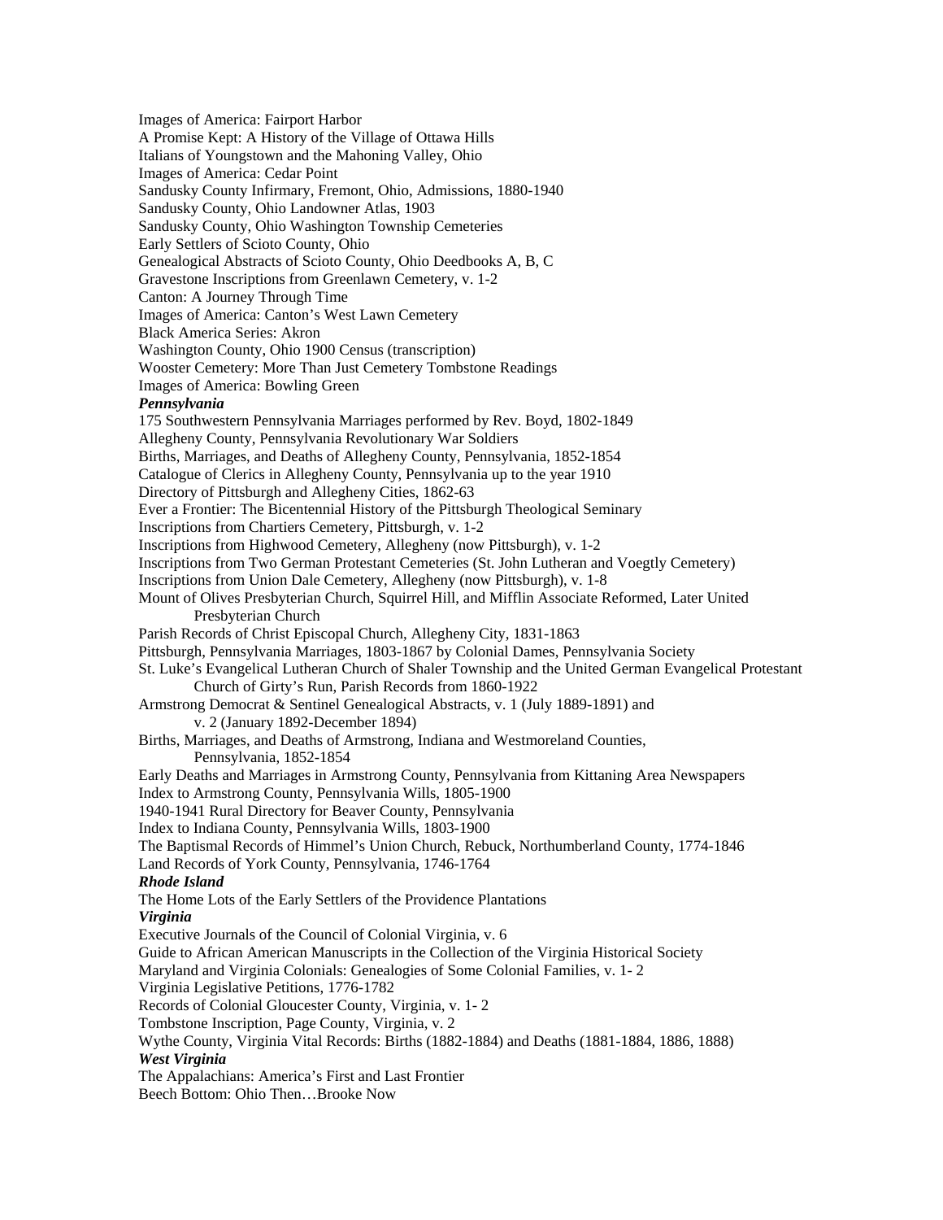Images of America: Fairport Harbor

A Promise Kept: A History of the Village of Ottawa Hills

Italians of Youngstown and the Mahoning Valley, Ohio

Images of America: Cedar Point

Sandusky County Infirmary, Fremont, Ohio, Admissions, 1880-1940

Sandusky County, Ohio Landowner Atlas, 1903

Sandusky County, Ohio Washington Township Cemeteries

Early Settlers of Scioto County, Ohio

Genealogical Abstracts of Scioto County, Ohio Deedbooks A, B, C

Gravestone Inscriptions from Greenlawn Cemetery, v. 1-2

Canton: A Journey Through Time

Images of America: Canton's West Lawn Cemetery

Black America Series: Akron

Washington County, Ohio 1900 Census (transcription)

Wooster Cemetery: More Than Just Cemetery Tombstone Readings

Images of America: Bowling Green

***Pennsylvania***

175 Southwestern Pennsylvania Marriages performed by Rev. Boyd, 1802-1849

Allegheny County, Pennsylvania Revolutionary War Soldiers

Births, Marriages, and Deaths of Allegheny County, Pennsylvania, 1852-1854

Catalogue of Clerics in Allegheny County, Pennsylvania up to the year 1910

Directory of Pittsburgh and Allegheny Cities, 1862-63

Ever a Frontier: The Bicentennial History of the Pittsburgh Theological Seminary

Inscriptions from Chartiers Cemetery, Pittsburgh, v. 1-2

Inscriptions from Highwood Cemetery, Allegheny (now Pittsburgh), v. 1-2

Inscriptions from Two German Protestant Cemeteries (St. John Lutheran and Voegtly Cemetery)

Inscriptions from Union Dale Cemetery, Allegheny (now Pittsburgh), v. 1-8

Mount of Olives Presbyterian Church, Squirrel Hill, and Mifflin Associate Reformed, Later United Presbyterian Church

Parish Records of Christ Episcopal Church, Allegheny City, 1831-1863

Pittsburgh, Pennsylvania Marriages, 1803-1867 by Colonial Dames, Pennsylvania Society

St. Luke's Evangelical Lutheran Church of Shaler Township and the United German Evangelical Protestant Church of Girty's Run, Parish Records from 1860-1922

Armstrong Democrat & Sentinel Genealogical Abstracts, v. 1 (July 1889-1891) and v. 2 (January 1892-December 1894)

Births, Marriages, and Deaths of Armstrong, Indiana and Westmoreland Counties, Pennsylvania, 1852-1854

Early Deaths and Marriages in Armstrong County, Pennsylvania from Kittaning Area Newspapers

Index to Armstrong County, Pennsylvania Wills, 1805-1900

1940-1941 Rural Directory for Beaver County, Pennsylvania

Index to Indiana County, Pennsylvania Wills, 1803-1900

The Baptismal Records of Himmel's Union Church, Rebuck, Northumberland County, 1774-1846

Land Records of York County, Pennsylvania, 1746-1764

***Rhode Island***

The Home Lots of the Early Settlers of the Providence Plantations

***Virginia***

Executive Journals of the Council of Colonial Virginia, v. 6

Guide to African American Manuscripts in the Collection of the Virginia Historical Society

Maryland and Virginia Colonials: Genealogies of Some Colonial Families, v. 1- 2

Virginia Legislative Petitions, 1776-1782

Records of Colonial Gloucester County, Virginia, v. 1- 2

Tombstone Inscription, Page County, Virginia, v. 2

Wythe County, Virginia Vital Records: Births (1882-1884) and Deaths (1881-1884, 1886, 1888)

***West Virginia***

The Appalachians: America's First and Last Frontier

Beech Bottom: Ohio Then…Brooke Now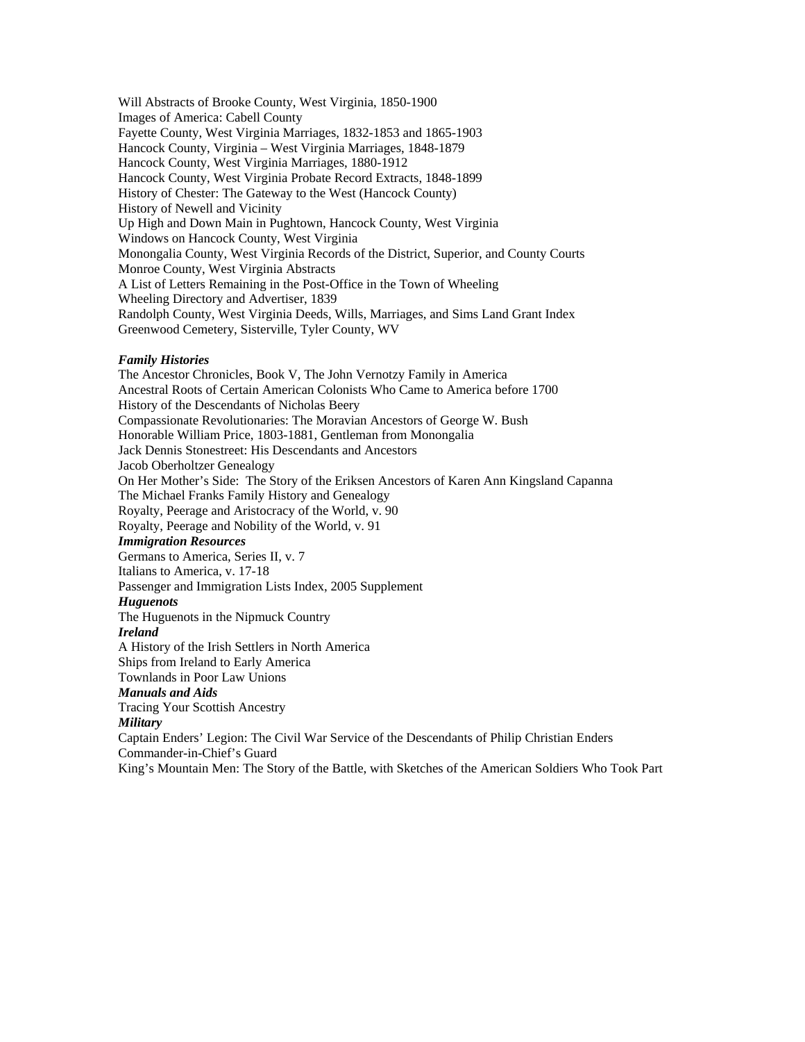Will Abstracts of Brooke County, West Virginia, 1850-1900
Images of America: Cabell County
Fayette County, West Virginia Marriages, 1832-1853 and 1865-1903
Hancock County, Virginia – West Virginia Marriages, 1848-1879
Hancock County, West Virginia Marriages, 1880-1912
Hancock County, West Virginia Probate Record Extracts, 1848-1899
History of Chester: The Gateway to the West (Hancock County)
History of Newell and Vicinity
Up High and Down Main in Pughtown, Hancock County, West Virginia
Windows on Hancock County, West Virginia
Monongalia County, West Virginia Records of the District, Superior, and County Courts
Monroe County, West Virginia Abstracts
A List of Letters Remaining in the Post-Office in the Town of Wheeling
Wheeling Directory and Advertiser, 1839
Randolph County, West Virginia Deeds, Wills, Marriages, and Sims Land Grant Index
Greenwood Cemetery, Sisterville, Tyler County, WV

***Family Histories***

The Ancestor Chronicles, Book V, The John Vernotzy Family in America
Ancestral Roots of Certain American Colonists Who Came to America before 1700
History of the Descendants of Nicholas Beery
Compassionate Revolutionaries: The Moravian Ancestors of George W. Bush
Honorable William Price, 1803-1881, Gentleman from Monongalia
Jack Dennis Stonestreet: His Descendants and Ancestors
Jacob Oberholtzer Genealogy
On Her Mother's Side: The Story of the Eriksen Ancestors of Karen Ann Kingsland Capanna
The Michael Franks Family History and Genealogy
Royalty, Peerage and Aristocracy of the World, v. 90
Royalty, Peerage and Nobility of the World, v. 91

***Immigration Resources***

Germans to America, Series II, v. 7
Italians to America, v. 17-18
Passenger and Immigration Lists Index, 2005 Supplement

***Huguenots***

The Huguenots in the Nipmuck Country

***Ireland***

A History of the Irish Settlers in North America
Ships from Ireland to Early America
Townlands in Poor Law Unions

***Manuals and Aids***

Tracing Your Scottish Ancestry

***Military***

Captain Enders' Legion: The Civil War Service of the Descendants of Philip Christian Enders
Commander-in-Chief's Guard
King's Mountain Men: The Story of the Battle, with Sketches of the American Soldiers Who Took Part